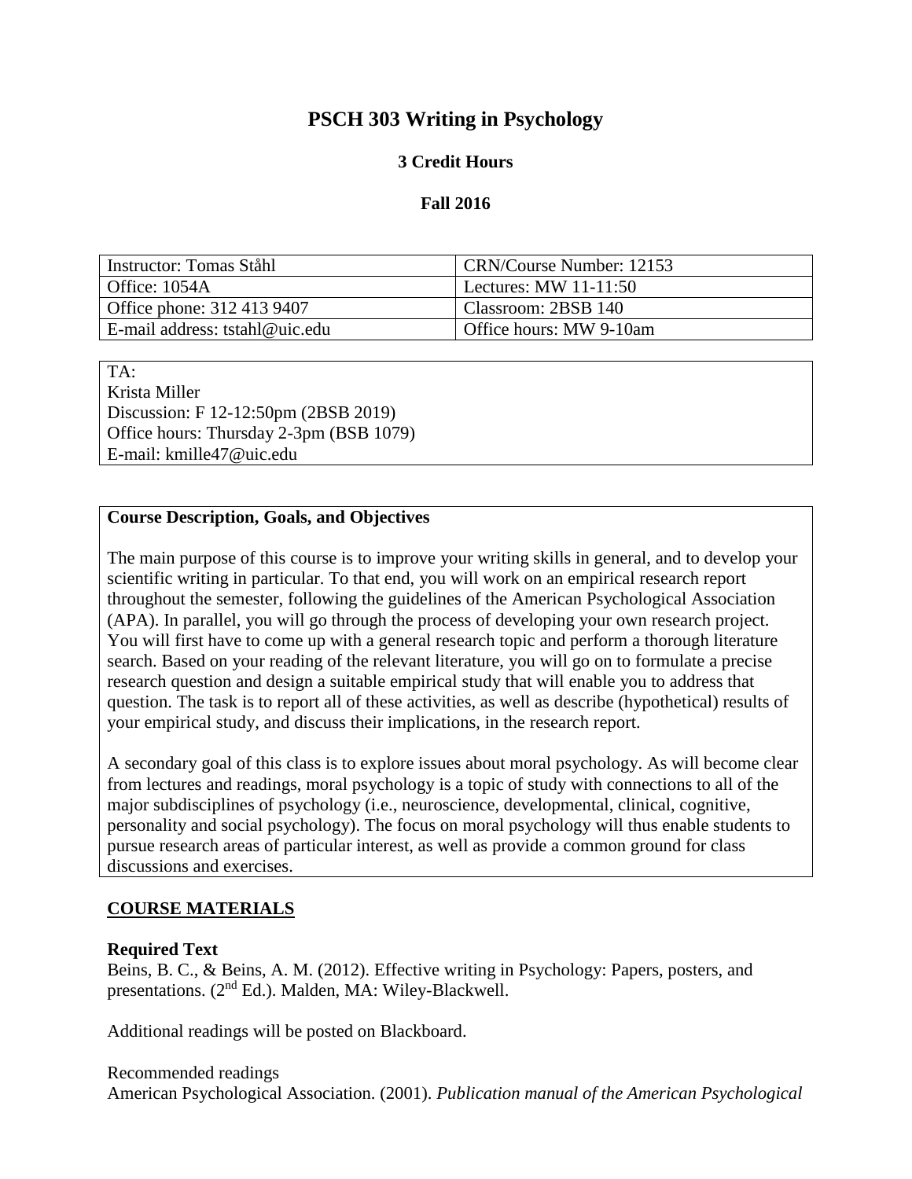# PSCH 303 Writing in Psychology

### 3 Credit Hours

### Fall 2016

| Instructor: Tomas Ståhl | CRN/Course Number: 12153 |
| --- | --- |
| Office: 1054A | Lectures: MW 11-11:50 |
| Office phone: 312 413 9407 | Classroom: 2BSB 140 |
| E-mail address: tstahl@uic.edu | Office hours: MW 9-10am |

TA:
Krista Miller
Discussion: F 12-12:50pm (2BSB 2019)
Office hours: Thursday 2-3pm (BSB 1079)
E-mail: kmille47@uic.edu

**Course Description, Goals, and Objectives**

The main purpose of this course is to improve your writing skills in general, and to develop your scientific writing in particular. To that end, you will work on an empirical research report throughout the semester, following the guidelines of the American Psychological Association (APA). In parallel, you will go through the process of developing your own research project. You will first have to come up with a general research topic and perform a thorough literature search. Based on your reading of the relevant literature, you will go on to formulate a precise research question and design a suitable empirical study that will enable you to address that question. The task is to report all of these activities, as well as describe (hypothetical) results of your empirical study, and discuss their implications, in the research report.

A secondary goal of this class is to explore issues about moral psychology. As will become clear from lectures and readings, moral psychology is a topic of study with connections to all of the major subdisciplines of psychology (i.e., neuroscience, developmental, clinical, cognitive, personality and social psychology). The focus on moral psychology will thus enable students to pursue research areas of particular interest, as well as provide a common ground for class discussions and exercises.

## COURSE MATERIALS

**Required Text**
Beins, B. C., & Beins, A. M. (2012). Effective writing in Psychology: Papers, posters, and presentations. (2nd Ed.). Malden, MA: Wiley-Blackwell.

Additional readings will be posted on Blackboard.

Recommended readings
American Psychological Association. (2001). *Publication manual of the American Psychological*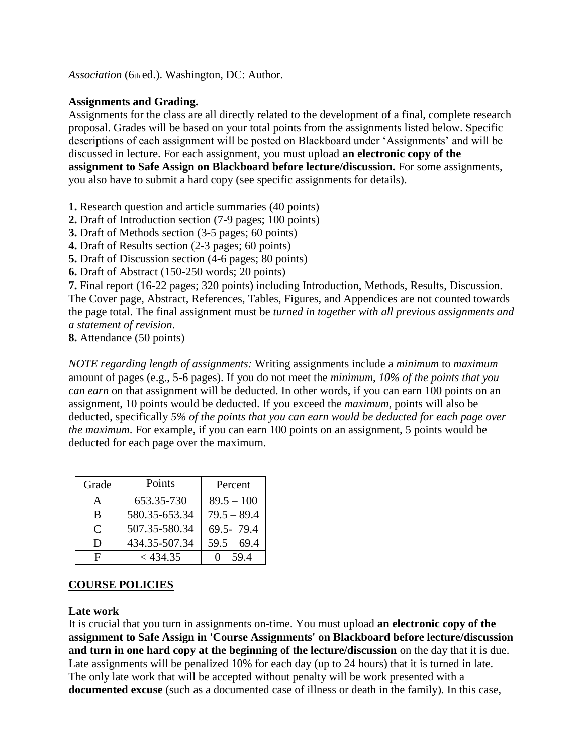*Association* (6th ed.). Washington, DC: Author.

**Assignments and Grading.**
Assignments for the class are all directly related to the development of a final, complete research proposal. Grades will be based on your total points from the assignments listed below. Specific descriptions of each assignment will be posted on Blackboard under 'Assignments' and will be discussed in lecture. For each assignment, you must upload **an electronic copy of the assignment to Safe Assign on Blackboard before lecture/discussion.** For some assignments, you also have to submit a hard copy (see specific assignments for details).

**1.** Research question and article summaries (40 points)
**2.** Draft of Introduction section (7-9 pages; 100 points)
**3.** Draft of Methods section (3-5 pages; 60 points)
**4.** Draft of Results section (2-3 pages; 60 points)
**5.** Draft of Discussion section (4-6 pages; 80 points)
**6.** Draft of Abstract (150-250 words; 20 points)
**7.** Final report (16-22 pages; 320 points) including Introduction, Methods, Results, Discussion. The Cover page, Abstract, References, Tables, Figures, and Appendices are not counted towards the page total. The final assignment must be *turned in together with all previous assignments and a statement of revision*.
**8.** Attendance (50 points)

*NOTE regarding length of assignments:* Writing assignments include a *minimum* to *maximum* amount of pages (e.g., 5-6 pages). If you do not meet the *minimum*, *10% of the points that you can earn* on that assignment will be deducted. In other words, if you can earn 100 points on an assignment, 10 points would be deducted. If you exceed the *maximum*, points will also be deducted, specifically *5% of the points that you can earn would be deducted for each page over the maximum*. For example, if you can earn 100 points on an assignment, 5 points would be deducted for each page over the maximum.

| Grade | Points | Percent |
|---|---|---|
| A | 653.35-730 | 89.5 – 100 |
| B | 580.35-653.34 | 79.5 – 89.4 |
| C | 507.35-580.34 | 69.5- 79.4 |
| D | 434.35-507.34 | 59.5 – 69.4 |
| F | < 434.35 | 0 – 59.4 |

## COURSE POLICIES

**Late work**
It is crucial that you turn in assignments on-time. You must upload **an electronic copy of the assignment to Safe Assign in 'Course Assignments' on Blackboard before lecture/discussion and turn in one hard copy at the beginning of the lecture/discussion** on the day that it is due. Late assignments will be penalized 10% for each day (up to 24 hours) that it is turned in late. The only late work that will be accepted without penalty will be work presented with a **documented excuse** (such as a documented case of illness or death in the family). In this case,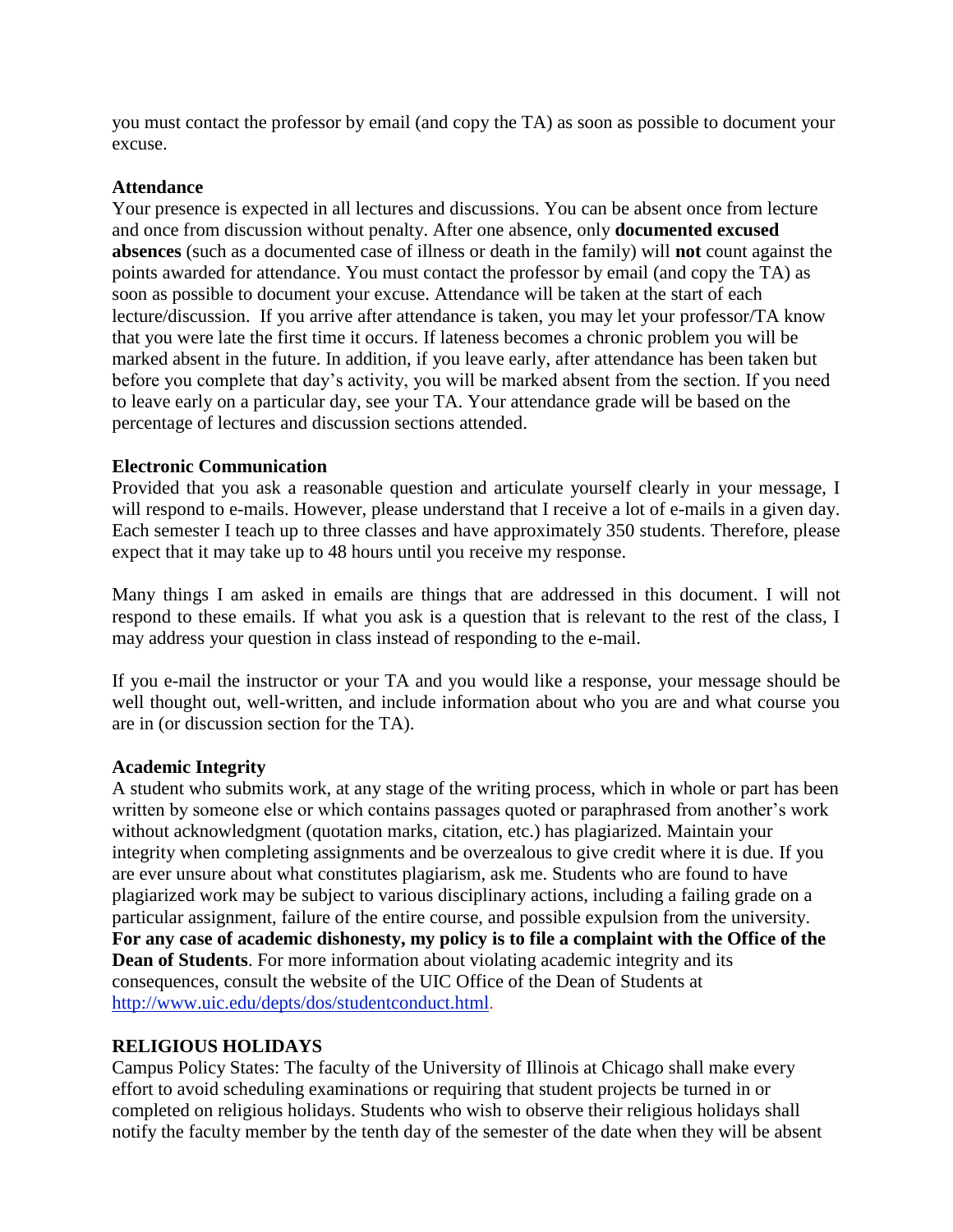you must contact the professor by email (and copy the TA) as soon as possible to document your excuse.

**Attendance**

Your presence is expected in all lectures and discussions. You can be absent once from lecture and once from discussion without penalty. After one absence, only **documented excused absences** (such as a documented case of illness or death in the family) will **not** count against the points awarded for attendance. You must contact the professor by email (and copy the TA) as soon as possible to document your excuse. Attendance will be taken at the start of each lecture/discussion. If you arrive after attendance is taken, you may let your professor/TA know that you were late the first time it occurs. If lateness becomes a chronic problem you will be marked absent in the future. In addition, if you leave early, after attendance has been taken but before you complete that day's activity, you will be marked absent from the section. If you need to leave early on a particular day, see your TA. Your attendance grade will be based on the percentage of lectures and discussion sections attended.

**Electronic Communication**

Provided that you ask a reasonable question and articulate yourself clearly in your message, I will respond to e-mails. However, please understand that I receive a lot of e-mails in a given day. Each semester I teach up to three classes and have approximately 350 students. Therefore, please expect that it may take up to 48 hours until you receive my response.

Many things I am asked in emails are things that are addressed in this document. I will not respond to these emails. If what you ask is a question that is relevant to the rest of the class, I may address your question in class instead of responding to the e-mail.

If you e-mail the instructor or your TA and you would like a response, your message should be well thought out, well-written, and include information about who you are and what course you are in (or discussion section for the TA).

**Academic Integrity**

A student who submits work, at any stage of the writing process, which in whole or part has been written by someone else or which contains passages quoted or paraphrased from another's work without acknowledgment (quotation marks, citation, etc.) has plagiarized. Maintain your integrity when completing assignments and be overzealous to give credit where it is due. If you are ever unsure about what constitutes plagiarism, ask me. Students who are found to have plagiarized work may be subject to various disciplinary actions, including a failing grade on a particular assignment, failure of the entire course, and possible expulsion from the university. **For any case of academic dishonesty, my policy is to file a complaint with the Office of the Dean of Students**. For more information about violating academic integrity and its consequences, consult the website of the UIC Office of the Dean of Students at http://www.uic.edu/depts/dos/studentconduct.html.

**RELIGIOUS HOLIDAYS**

Campus Policy States: The faculty of the University of Illinois at Chicago shall make every effort to avoid scheduling examinations or requiring that student projects be turned in or completed on religious holidays. Students who wish to observe their religious holidays shall notify the faculty member by the tenth day of the semester of the date when they will be absent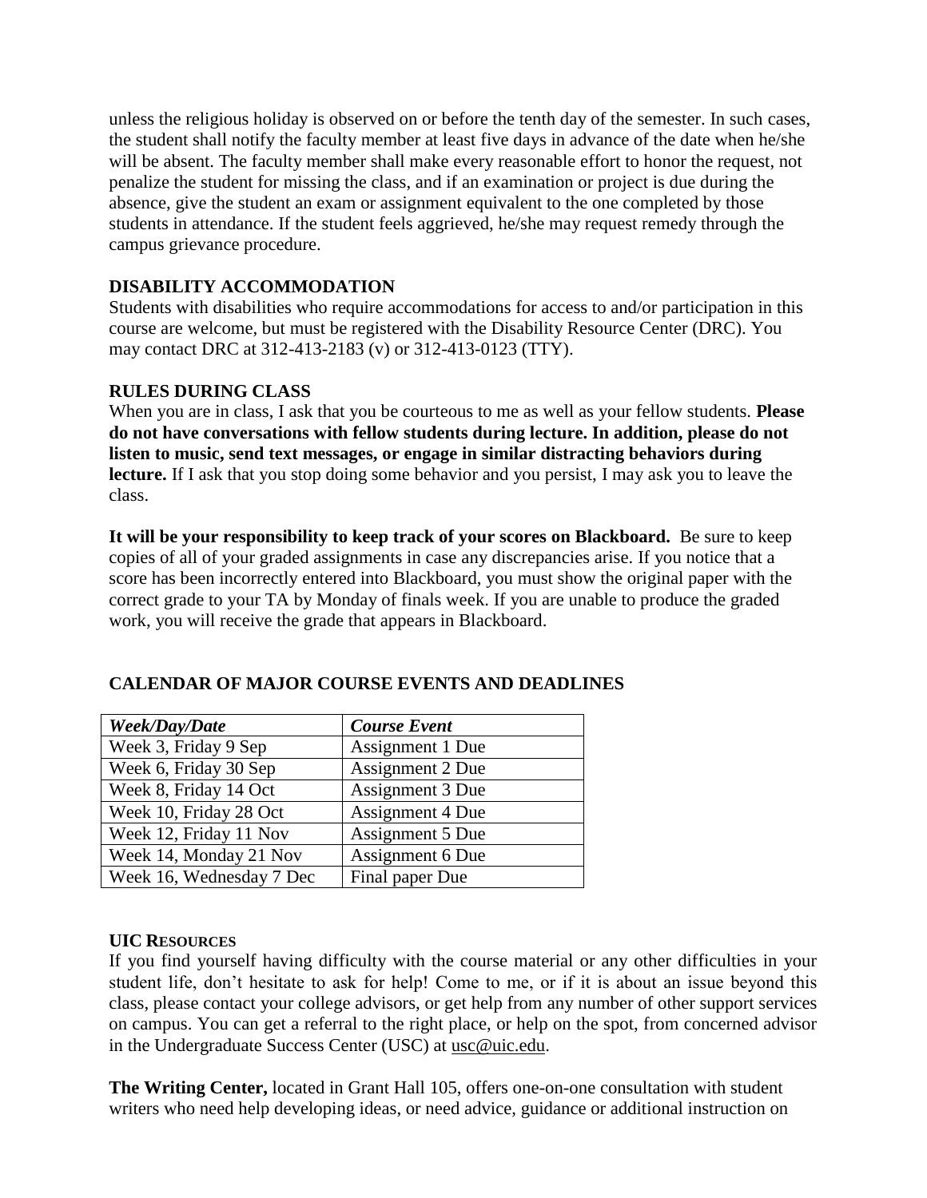unless the religious holiday is observed on or before the tenth day of the semester. In such cases, the student shall notify the faculty member at least five days in advance of the date when he/she will be absent. The faculty member shall make every reasonable effort to honor the request, not penalize the student for missing the class, and if an examination or project is due during the absence, give the student an exam or assignment equivalent to the one completed by those students in attendance. If the student feels aggrieved, he/she may request remedy through the campus grievance procedure.

## DISABILITY ACCOMMODATION

Students with disabilities who require accommodations for access to and/or participation in this course are welcome, but must be registered with the Disability Resource Center (DRC). You may contact DRC at 312-413-2183 (v) or 312-413-0123 (TTY).

## RULES DURING CLASS

When you are in class, I ask that you be courteous to me as well as your fellow students. **Please do not have conversations with fellow students during lecture. In addition, please do not listen to music, send text messages, or engage in similar distracting behaviors during lecture.** If I ask that you stop doing some behavior and you persist, I may ask you to leave the class.

**It will be your responsibility to keep track of your scores on Blackboard.** Be sure to keep copies of all of your graded assignments in case any discrepancies arise. If you notice that a score has been incorrectly entered into Blackboard, you must show the original paper with the correct grade to your TA by Monday of finals week. If you are unable to produce the graded work, you will receive the grade that appears in Blackboard.

## CALENDAR OF MAJOR COURSE EVENTS AND DEADLINES

| *Week/Day/Date* | *Course Event* |
| --- | --- |
| Week 3, Friday 9 Sep | Assignment 1 Due |
| Week 6, Friday 30 Sep | Assignment 2 Due |
| Week 8, Friday 14 Oct | Assignment 3 Due |
| Week 10, Friday 28 Oct | Assignment 4 Due |
| Week 12, Friday 11 Nov | Assignment 5 Due |
| Week 14, Monday 21 Nov | Assignment 6 Due |
| Week 16, Wednesday 7 Dec | Final paper Due |

## UIC RESOURCES

If you find yourself having difficulty with the course material or any other difficulties in your student life, don't hesitate to ask for help! Come to me, or if it is about an issue beyond this class, please contact your college advisors, or get help from any number of other support services on campus. You can get a referral to the right place, or help on the spot, from concerned advisor in the Undergraduate Success Center (USC) at usc@uic.edu.

**The Writing Center,** located in Grant Hall 105, offers one-on-one consultation with student writers who need help developing ideas, or need advice, guidance or additional instruction on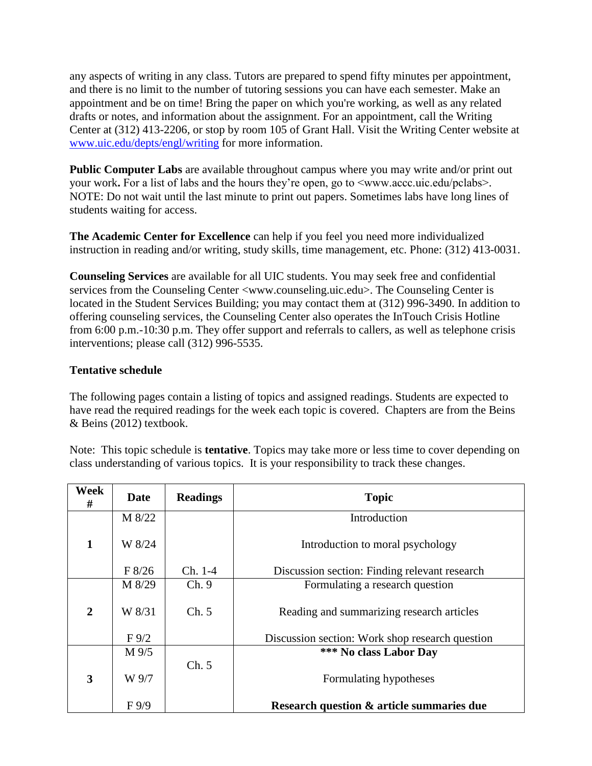any aspects of writing in any class. Tutors are prepared to spend fifty minutes per appointment, and there is no limit to the number of tutoring sessions you can have each semester. Make an appointment and be on time! Bring the paper on which you're working, as well as any related drafts or notes, and information about the assignment. For an appointment, call the Writing Center at (312) 413-2206, or stop by room 105 of Grant Hall. Visit the Writing Center website at www.uic.edu/depts/engl/writing for more information.

**Public Computer Labs** are available throughout campus where you may write and/or print out your work**.** For a list of labs and the hours they're open, go to <www.accc.uic.edu/pclabs>. NOTE: Do not wait until the last minute to print out papers. Sometimes labs have long lines of students waiting for access.

**The Academic Center for Excellence** can help if you feel you need more individualized instruction in reading and/or writing, study skills, time management, etc. Phone: (312) 413-0031.

**Counseling Services** are available for all UIC students. You may seek free and confidential services from the Counseling Center <www.counseling.uic.edu>. The Counseling Center is located in the Student Services Building; you may contact them at (312) 996-3490. In addition to offering counseling services, the Counseling Center also operates the InTouch Crisis Hotline from 6:00 p.m.-10:30 p.m. They offer support and referrals to callers, as well as telephone crisis interventions; please call (312) 996-5535.

**Tentative schedule**

The following pages contain a listing of topics and assigned readings. Students are expected to have read the required readings for the week each topic is covered. Chapters are from the Beins & Beins (2012) textbook.

Note: This topic schedule is **tentative**. Topics may take more or less time to cover depending on class understanding of various topics. It is your responsibility to track these changes.

| Week # | Date | Readings | Topic |
|---|---|---|---|
| 1 | M 8/22 | | Introduction |
| | W 8/24 | | Introduction to moral psychology |
| | F 8/26 | Ch. 1-4 | Discussion section: Finding relevant research |
| 2 | M 8/29 | Ch. 9 | Formulating a research question |
| | W 8/31 | Ch. 5 | Reading and summarizing research articles |
| | F 9/2 | | Discussion section: Work shop research question |
| 3 | M 9/5 | Ch. 5 | **\*\*\* No class Labor Day** |
| | W 9/7 | | Formulating hypotheses |
| | F 9/9 | | **Research question & article summaries due** |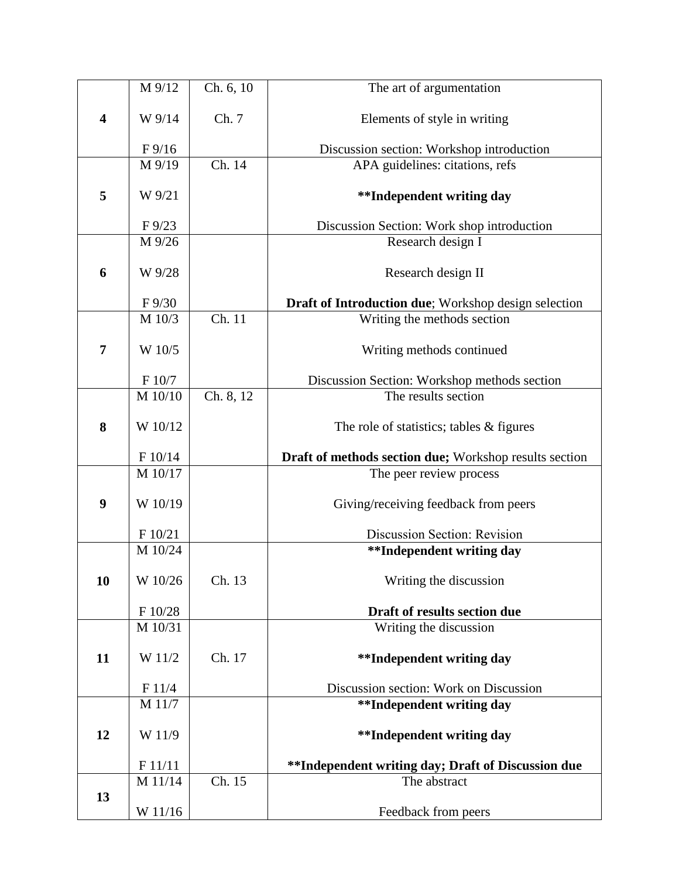| | | | |
|---|---|---|---|
| **4** | M 9/12 | Ch. 6, 10 | The art of argumentation |
| | W 9/14 | Ch. 7 | Elements of style in writing |
| | F 9/16 | | Discussion section: Workshop introduction |
| **5** | M 9/19 | Ch. 14 | APA guidelines: citations, refs |
| | W 9/21 | | **\*\*Independent writing day** |
| | F 9/23 | | Discussion Section: Work shop introduction |
| **6** | M 9/26 | | Research design I |
| | W 9/28 | | Research design II |
| | F 9/30 | | **Draft of Introduction due**; Workshop design selection |
| **7** | M 10/3 | Ch. 11 | Writing the methods section |
| | W 10/5 | | Writing methods continued |
| | F 10/7 | | Discussion Section: Workshop methods section |
| **8** | M 10/10 | Ch. 8, 12 | The results section |
| | W 10/12 | | The role of statistics; tables & figures |
| | F 10/14 | | **Draft of methods section due;** Workshop results section |
| **9** | M 10/17 | | The peer review process |
| | W 10/19 | | Giving/receiving feedback from peers |
| | F 10/21 | | Discussion Section: Revision |
| **10** | M 10/24 | | **\*\*Independent writing day** |
| | W 10/26 | Ch. 13 | Writing the discussion |
| | F 10/28 | | **Draft of results section due** |
| **11** | M 10/31 | | Writing the discussion |
| | W 11/2 | Ch. 17 | **\*\*Independent writing day** |
| | F 11/4 | | Discussion section: Work on Discussion |
| **12** | M 11/7 | | **\*\*Independent writing day** |
| | W 11/9 | | **\*\*Independent writing day** |
| | F 11/11 | | **\*\*Independent writing day; Draft of Discussion due** |
| **13** | M 11/14 | Ch. 15 | The abstract |
| | W 11/16 | | Feedback from peers |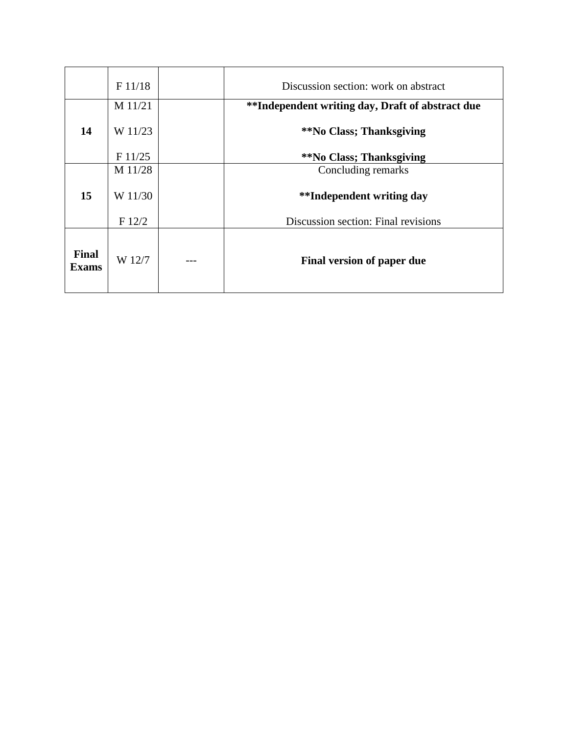| | | | |
|---|---|---|---|
| | F 11/18 | | Discussion section: work on abstract |
| **14** | M 11/21<br><br>W 11/23<br><br>F 11/25 | | **\*\*Independent writing day, Draft of abstract due**<br><br>**\*\*No Class; Thanksgiving**<br><br>**\*\*No Class; Thanksgiving** |
| **15** | M 11/28<br><br>W 11/30<br><br>F 12/2 | | Concluding remarks<br><br>**\*\*Independent writing day**<br><br>Discussion section: Final revisions |
| **Final Exams** | W 12/7 | --- | **Final version of paper due** |